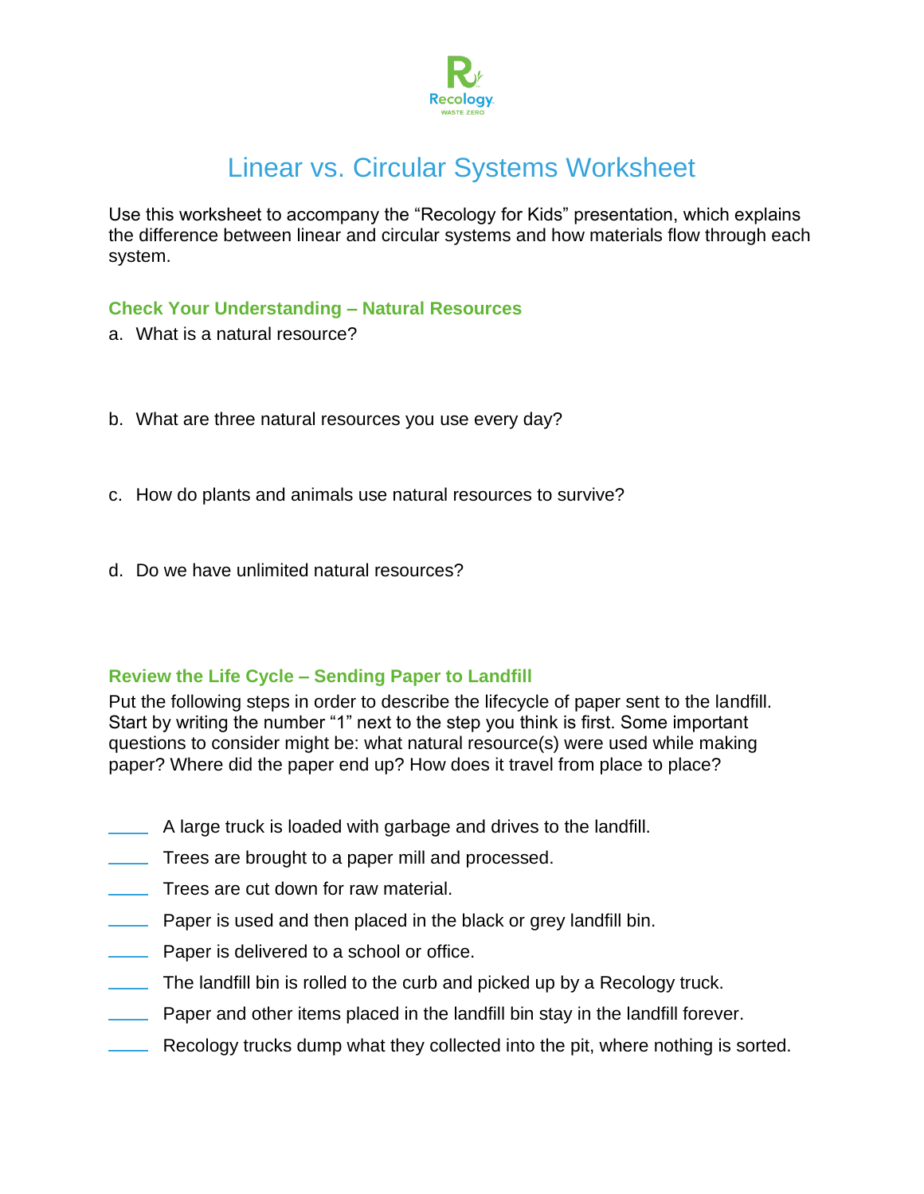Recology
WASTE ZERO

# Linear vs. Circular Systems Worksheet

Use this worksheet to accompany the "Recology for Kids" presentation, which explains the difference between linear and circular systems and how materials flow through each system.

## Check Your Understanding – Natural Resources

a. What is a natural resource?

b. What are three natural resources you use every day?

c. How do plants and animals use natural resources to survive?

d. Do we have unlimited natural resources?

## Review the Life Cycle – Sending Paper to Landfill

Put the following steps in order to describe the lifecycle of paper sent to the landfill. Start by writing the number "1" next to the step you think is first. Some important questions to consider might be: what natural resource(s) were used while making paper? Where did the paper end up? How does it travel from place to place?

____ A large truck is loaded with garbage and drives to the landfill.
____ Trees are brought to a paper mill and processed.
____ Trees are cut down for raw material.
____ Paper is used and then placed in the black or grey landfill bin.
____ Paper is delivered to a school or office.
____ The landfill bin is rolled to the curb and picked up by a Recology truck.
____ Paper and other items placed in the landfill bin stay in the landfill forever.
____ Recology trucks dump what they collected into the pit, where nothing is sorted.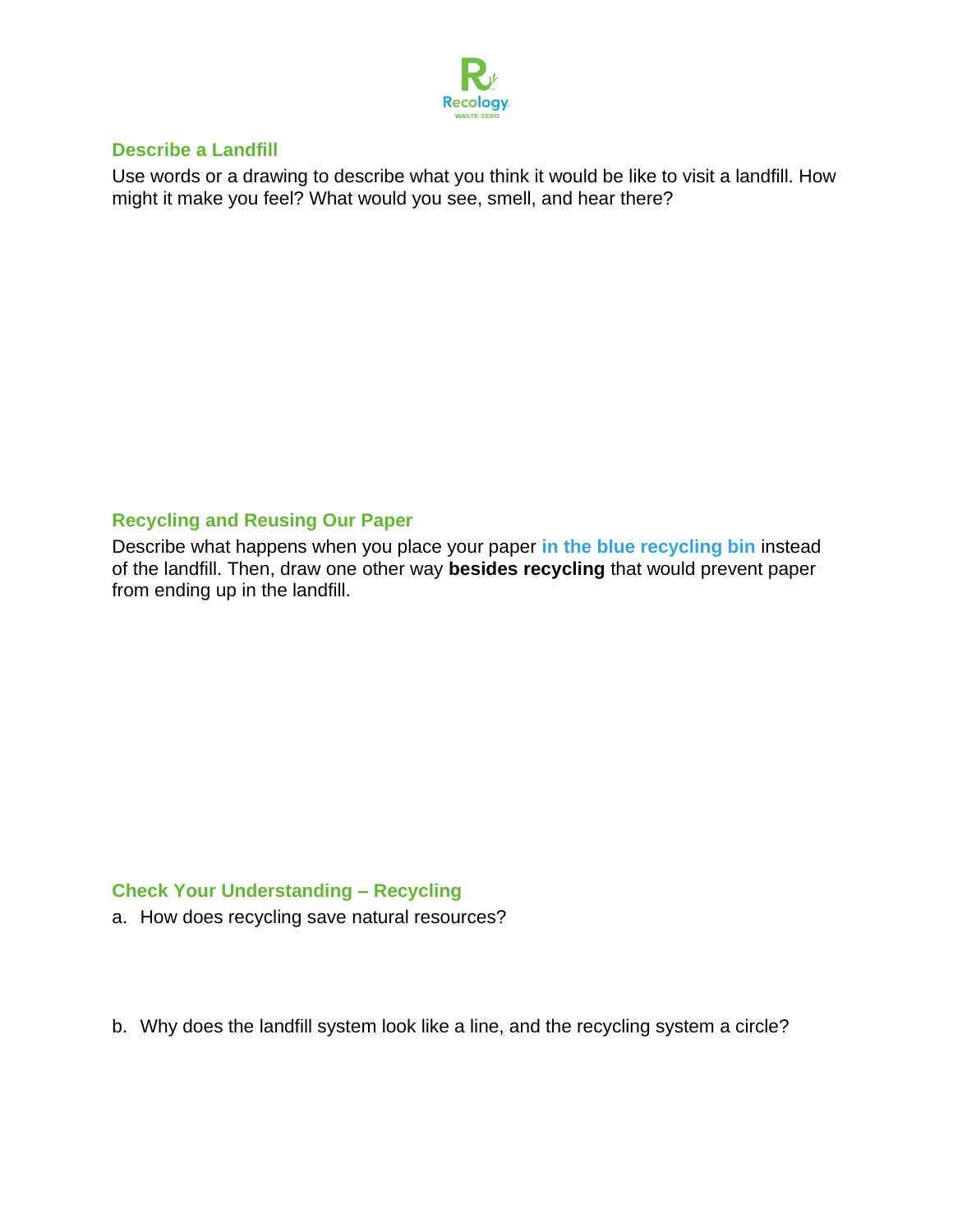## Describe a Landfill

Use words or a drawing to describe what you think it would be like to visit a landfill. How might it make you feel? What would you see, smell, and hear there?

## Recycling and Reusing Our Paper

Describe what happens when you place your paper **in the blue recycling bin** instead of the landfill. Then, draw one other way **besides recycling** that would prevent paper from ending up in the landfill.

## Check Your Understanding – Recycling

a. How does recycling save natural resources?

b. Why does the landfill system look like a line, and the recycling system a circle?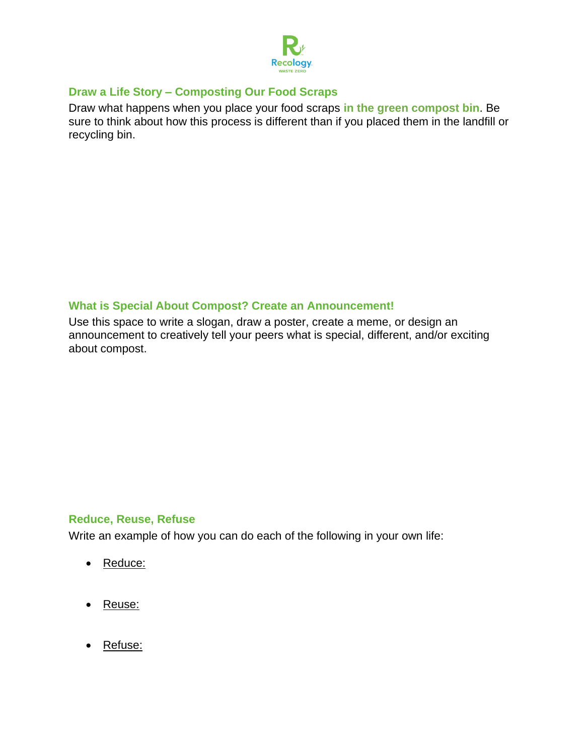Recology
WASTE ZERO

## Draw a Life Story – Composting Our Food Scraps

Draw what happens when you place your food scraps **in the green compost bin**. Be sure to think about how this process is different than if you placed them in the landfill or recycling bin.

## What is Special About Compost? Create an Announcement!

Use this space to write a slogan, draw a poster, create a meme, or design an announcement to creatively tell your peers what is special, different, and/or exciting about compost.

## Reduce, Reuse, Refuse

Write an example of how you can do each of the following in your own life:

- Reduce:
- Reuse:
- Refuse: